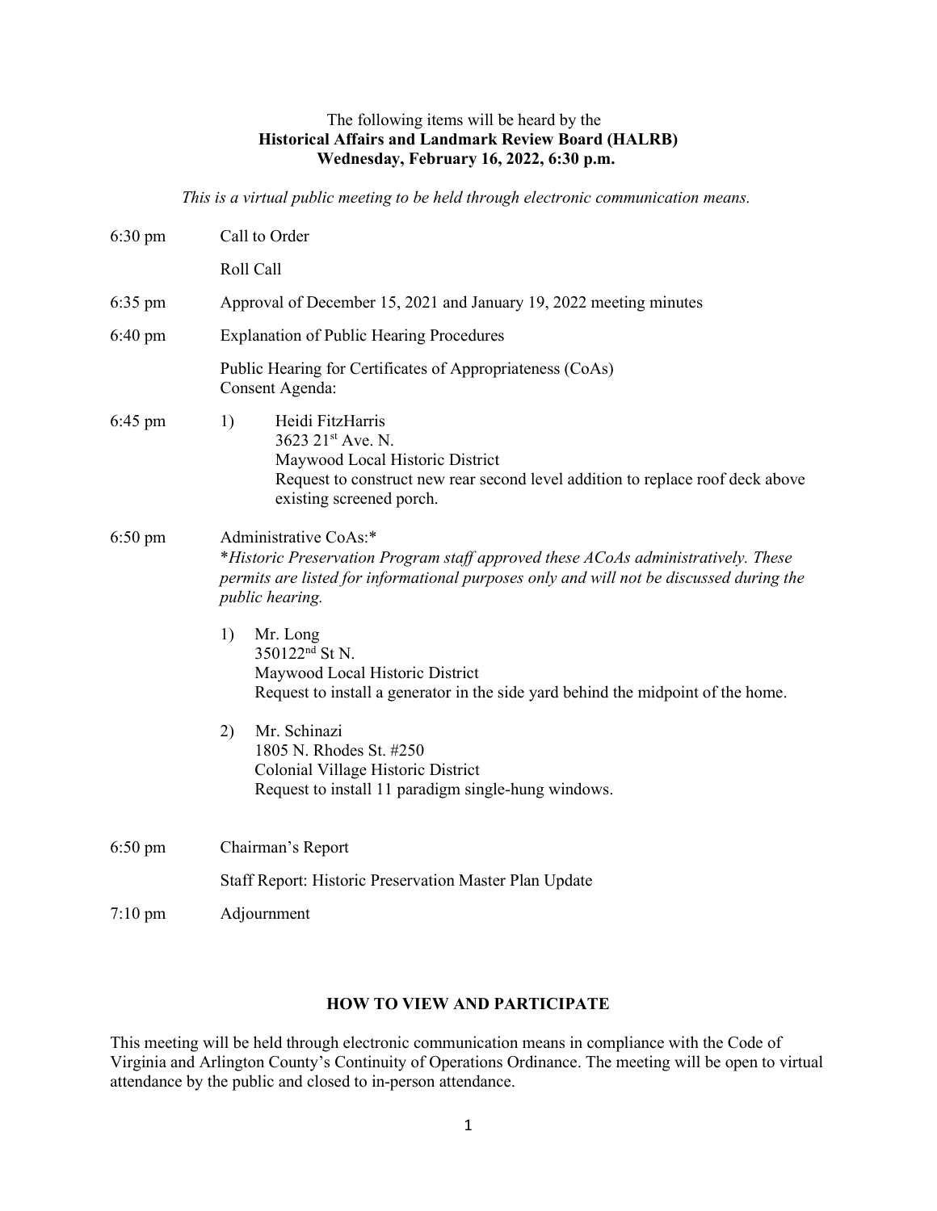The following items will be heard by the

**Historical Affairs and Landmark Review Board (HALRB)**

**Wednesday, February 16, 2022, 6:30 p.m.**

*This is a virtual public meeting to be held through electronic communication means.*

6:30 pm Call to Order

Roll Call

6:35 pm Approval of December 15, 2021 and January 19, 2022 meeting minutes

6:40 pm Explanation of Public Hearing Procedures

Public Hearing for Certificates of Appropriateness (CoAs)
Consent Agenda:

6:45 pm

1) Heidi FitzHarris
3623 21st Ave. N.
Maywood Local Historic District
Request to construct new rear second level addition to replace roof deck above existing screened porch.

6:50 pm Administrative CoAs:*
*\*Historic Preservation Program staff approved these ACoAs administratively. These permits are listed for informational purposes only and will not be discussed during the public hearing.*

1) Mr. Long
350122nd St N.
Maywood Local Historic District
Request to install a generator in the side yard behind the midpoint of the home.

2) Mr. Schinazi
1805 N. Rhodes St. #250
Colonial Village Historic District
Request to install 11 paradigm single-hung windows.

6:50 pm Chairman's Report

Staff Report: Historic Preservation Master Plan Update

7:10 pm Adjournment

**HOW TO VIEW AND PARTICIPATE**

This meeting will be held through electronic communication means in compliance with the Code of Virginia and Arlington County's Continuity of Operations Ordinance. The meeting will be open to virtual attendance by the public and closed to in-person attendance.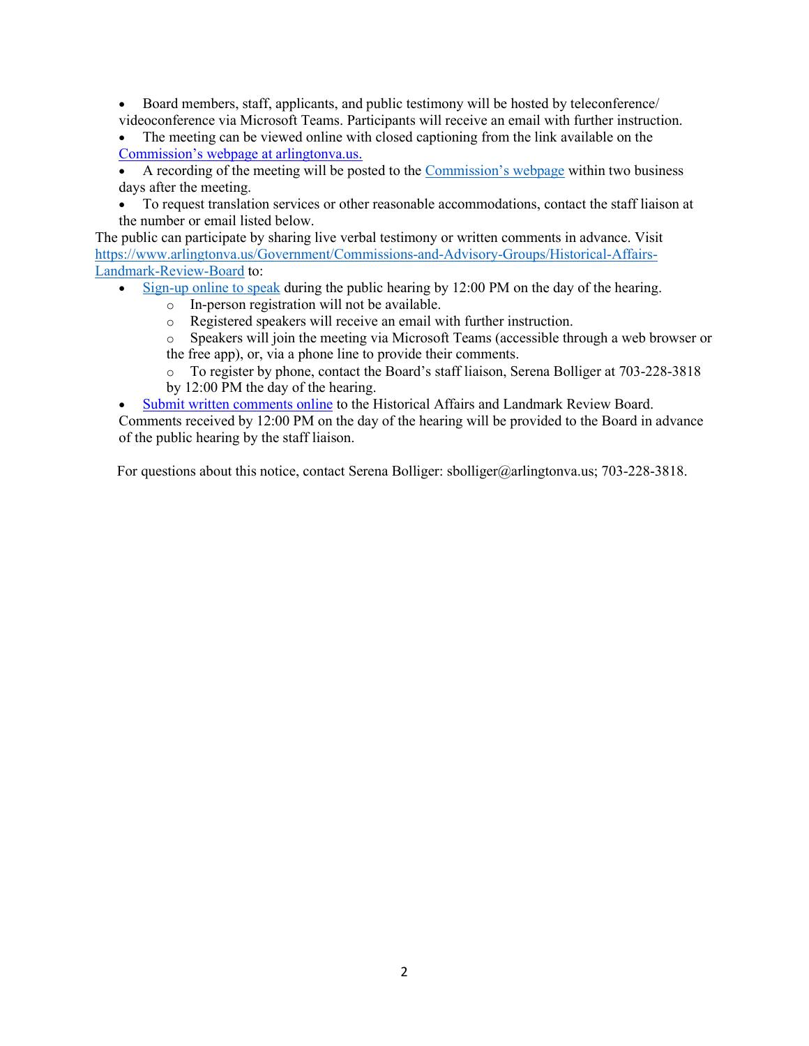- Board members, staff, applicants, and public testimony will be hosted by teleconference/videoconference via Microsoft Teams. Participants will receive an email with further instruction.
- The meeting can be viewed online with closed captioning from the link available on the Commission's webpage at arlingtonva.us.
- A recording of the meeting will be posted to the Commission's webpage within two business days after the meeting.
- To request translation services or other reasonable accommodations, contact the staff liaison at the number or email listed below.

The public can participate by sharing live verbal testimony or written comments in advance. Visit https://www.arlingtonva.us/Government/Commissions-and-Advisory-Groups/Historical-Affairs-Landmark-Review-Board to:

- Sign-up online to speak during the public hearing by 12:00 PM on the day of the hearing.
  - In-person registration will not be available.
  - Registered speakers will receive an email with further instruction.
  - Speakers will join the meeting via Microsoft Teams (accessible through a web browser or the free app), or, via a phone line to provide their comments.
  - To register by phone, contact the Board's staff liaison, Serena Bolliger at 703-228-3818 by 12:00 PM the day of the hearing.
- Submit written comments online to the Historical Affairs and Landmark Review Board. Comments received by 12:00 PM on the day of the hearing will be provided to the Board in advance of the public hearing by the staff liaison.

For questions about this notice, contact Serena Bolliger: sbolliger@arlingtonva.us; 703-228-3818.